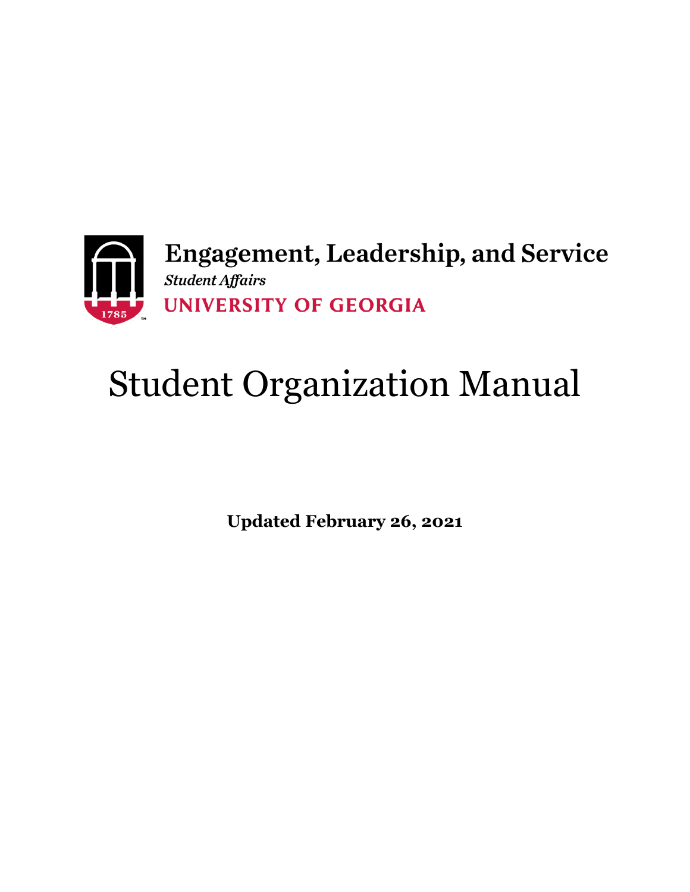Engagement, Leadership, and Service

*Student Affairs*

UNIVERSITY OF GEORGIA

# Student Organization Manual

**Updated February 26, 2021**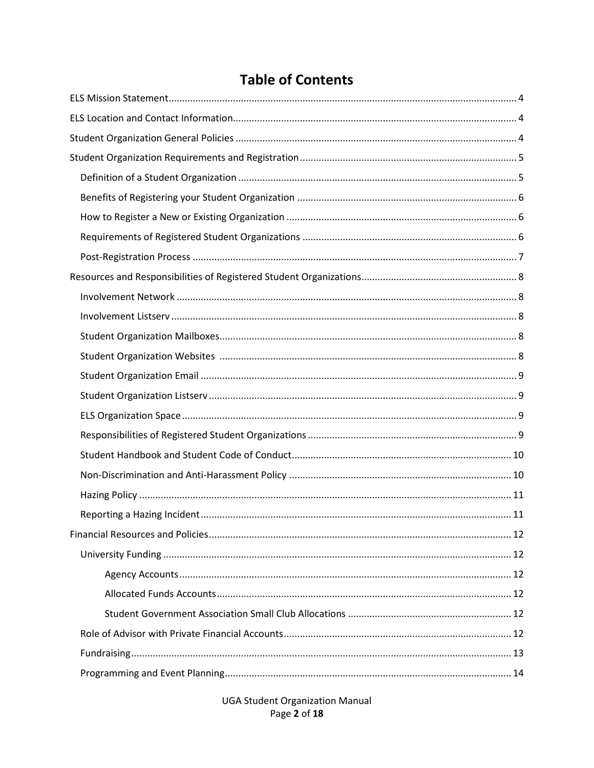# Table of Contents

ELS Mission Statement ..... 4

ELS Location and Contact Information ..... 4

Student Organization General Policies ..... 4

Student Organization Requirements and Registration ..... 5

- Definition of a Student Organization ..... 5
- Benefits of Registering your Student Organization ..... 6
- How to Register a New or Existing Organization ..... 6
- Requirements of Registered Student Organizations ..... 6
- Post-Registration Process ..... 7

Resources and Responsibilities of Registered Student Organizations ..... 8

- Involvement Network ..... 8
- Involvement Listserv ..... 8
- Student Organization Mailboxes ..... 8
- Student Organization Websites ..... 8
- Student Organization Email ..... 9
- Student Organization Listserv ..... 9
- ELS Organization Space ..... 9
- Responsibilities of Registered Student Organizations ..... 9
- Student Handbook and Student Code of Conduct ..... 10
- Non-Discrimination and Anti-Harassment Policy ..... 10
- Hazing Policy ..... 11
- Reporting a Hazing Incident ..... 11

Financial Resources and Policies ..... 12

- University Funding ..... 12
  - Agency Accounts ..... 12
  - Allocated Funds Accounts ..... 12
  - Student Government Association Small Club Allocations ..... 12
- Role of Advisor with Private Financial Accounts ..... 12
- Fundraising ..... 13
- Programming and Event Planning ..... 14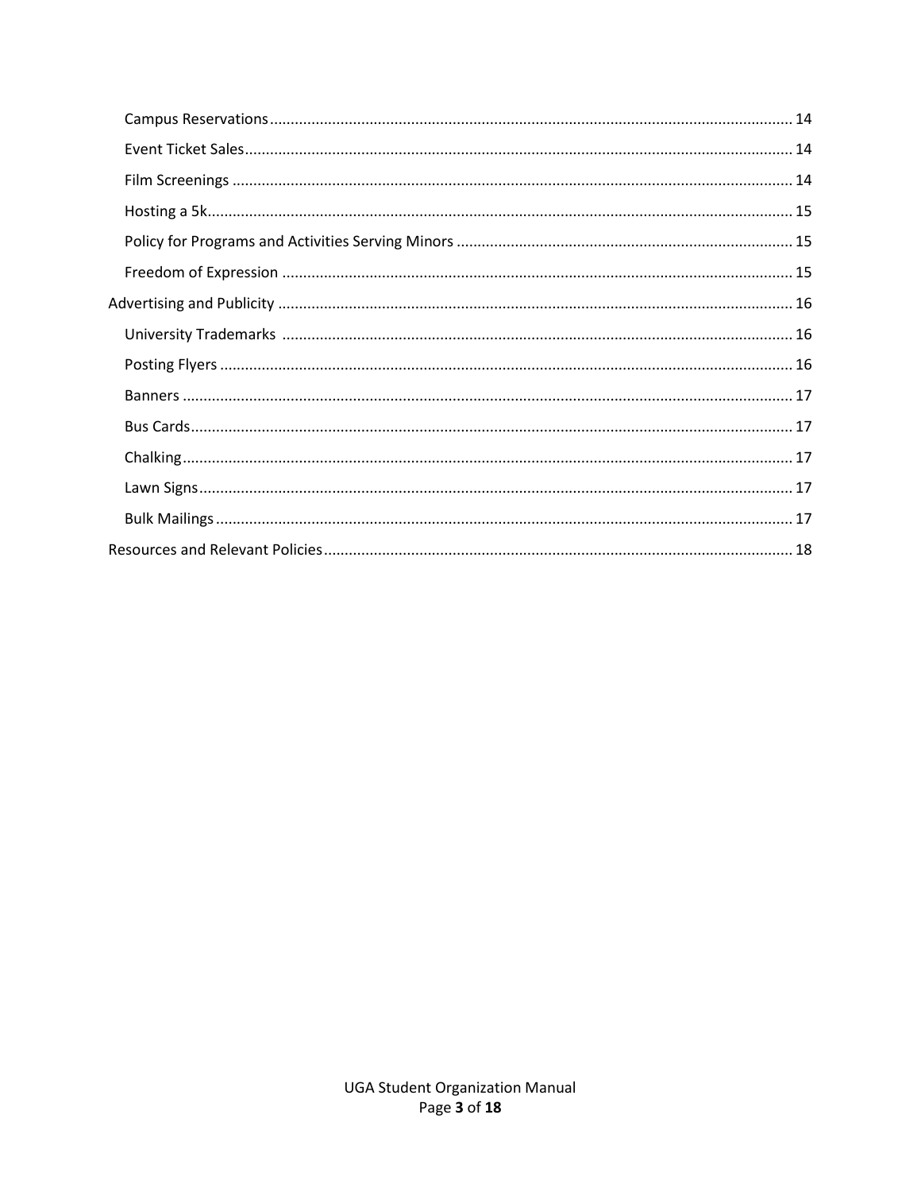- Campus Reservations ... 14
- Event Ticket Sales ... 14
- Film Screenings ... 14
- Hosting a 5k ... 15
- Policy for Programs and Activities Serving Minors ... 15
- Freedom of Expression ... 15

Advertising and Publicity ... 16

- University Trademarks ... 16
- Posting Flyers ... 16
- Banners ... 17
- Bus Cards ... 17
- Chalking ... 17
- Lawn Signs ... 17
- Bulk Mailings ... 17

Resources and Relevant Policies ... 18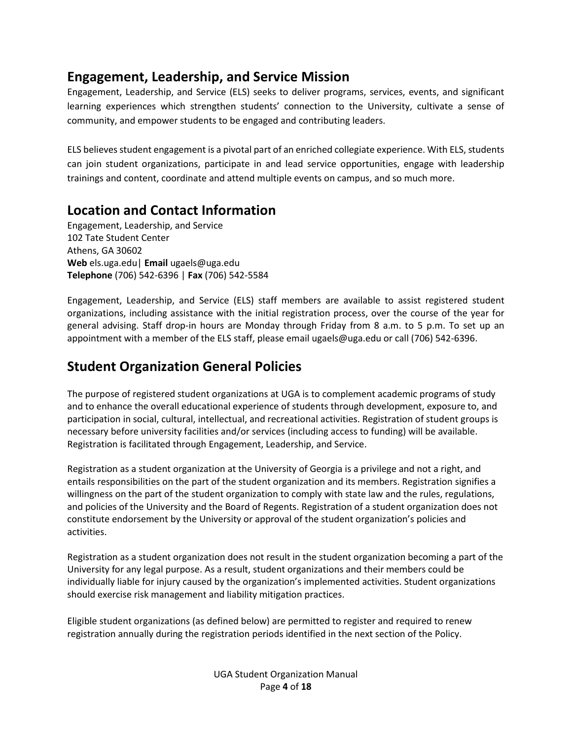## Engagement, Leadership, and Service Mission

Engagement, Leadership, and Service (ELS) seeks to deliver programs, services, events, and significant learning experiences which strengthen students' connection to the University, cultivate a sense of community, and empower students to be engaged and contributing leaders.

ELS believes student engagement is a pivotal part of an enriched collegiate experience. With ELS, students can join student organizations, participate in and lead service opportunities, engage with leadership trainings and content, coordinate and attend multiple events on campus, and so much more.

## Location and Contact Information

Engagement, Leadership, and Service
102 Tate Student Center
Athens, GA 30602
**Web** els.uga.edu| **Email** ugaels@uga.edu
**Telephone** (706) 542-6396 | **Fax** (706) 542-5584

Engagement, Leadership, and Service (ELS) staff members are available to assist registered student organizations, including assistance with the initial registration process, over the course of the year for general advising. Staff drop-in hours are Monday through Friday from 8 a.m. to 5 p.m. To set up an appointment with a member of the ELS staff, please email ugaels@uga.edu or call (706) 542-6396.

## Student Organization General Policies

The purpose of registered student organizations at UGA is to complement academic programs of study and to enhance the overall educational experience of students through development, exposure to, and participation in social, cultural, intellectual, and recreational activities. Registration of student groups is necessary before university facilities and/or services (including access to funding) will be available. Registration is facilitated through Engagement, Leadership, and Service.

Registration as a student organization at the University of Georgia is a privilege and not a right, and entails responsibilities on the part of the student organization and its members. Registration signifies a willingness on the part of the student organization to comply with state law and the rules, regulations, and policies of the University and the Board of Regents. Registration of a student organization does not constitute endorsement by the University or approval of the student organization's policies and activities.

Registration as a student organization does not result in the student organization becoming a part of the University for any legal purpose. As a result, student organizations and their members could be individually liable for injury caused by the organization's implemented activities. Student organizations should exercise risk management and liability mitigation practices.

Eligible student organizations (as defined below) are permitted to register and required to renew registration annually during the registration periods identified in the next section of the Policy.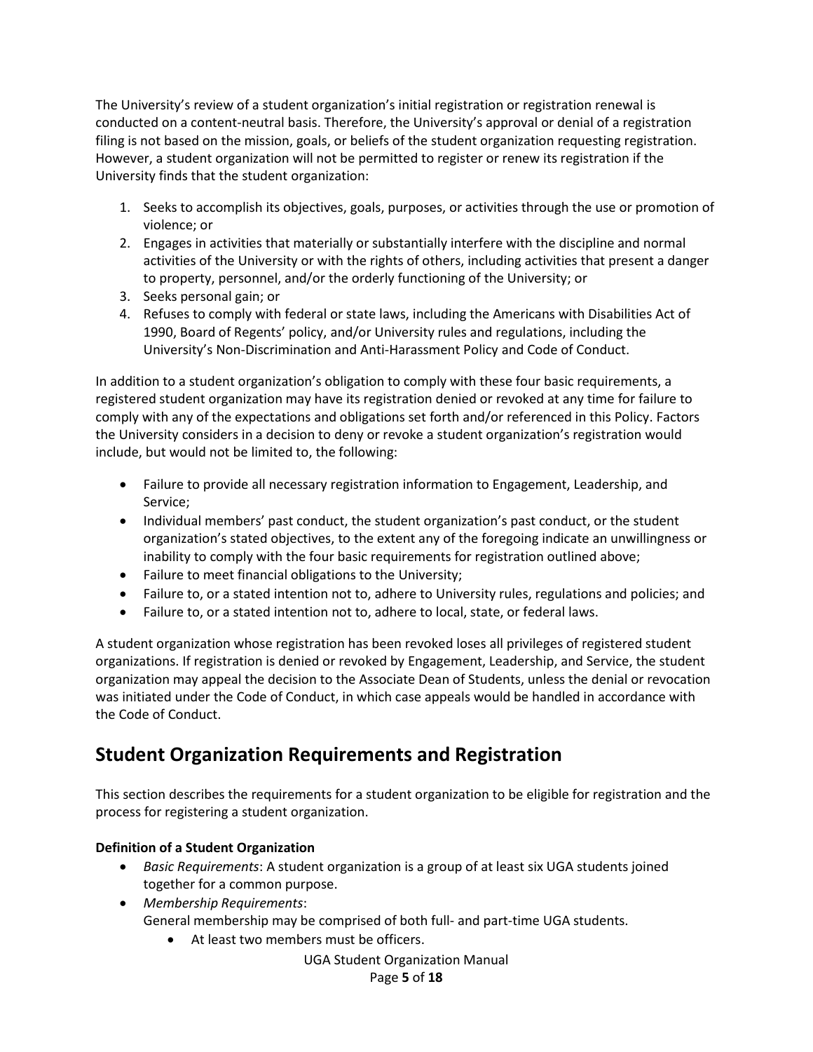The University's review of a student organization's initial registration or registration renewal is conducted on a content-neutral basis. Therefore, the University's approval or denial of a registration filing is not based on the mission, goals, or beliefs of the student organization requesting registration. However, a student organization will not be permitted to register or renew its registration if the University finds that the student organization:

1. Seeks to accomplish its objectives, goals, purposes, or activities through the use or promotion of violence; or
2. Engages in activities that materially or substantially interfere with the discipline and normal activities of the University or with the rights of others, including activities that present a danger to property, personnel, and/or the orderly functioning of the University; or
3. Seeks personal gain; or
4. Refuses to comply with federal or state laws, including the Americans with Disabilities Act of 1990, Board of Regents' policy, and/or University rules and regulations, including the University's Non-Discrimination and Anti-Harassment Policy and Code of Conduct.

In addition to a student organization's obligation to comply with these four basic requirements, a registered student organization may have its registration denied or revoked at any time for failure to comply with any of the expectations and obligations set forth and/or referenced in this Policy. Factors the University considers in a decision to deny or revoke a student organization's registration would include, but would not be limited to, the following:

- Failure to provide all necessary registration information to Engagement, Leadership, and Service;
- Individual members' past conduct, the student organization's past conduct, or the student organization's stated objectives, to the extent any of the foregoing indicate an unwillingness or inability to comply with the four basic requirements for registration outlined above;
- Failure to meet financial obligations to the University;
- Failure to, or a stated intention not to, adhere to University rules, regulations and policies; and
- Failure to, or a stated intention not to, adhere to local, state, or federal laws.

A student organization whose registration has been revoked loses all privileges of registered student organizations. If registration is denied or revoked by Engagement, Leadership, and Service, the student organization may appeal the decision to the Associate Dean of Students, unless the denial or revocation was initiated under the Code of Conduct, in which case appeals would be handled in accordance with the Code of Conduct.

## Student Organization Requirements and Registration

This section describes the requirements for a student organization to be eligible for registration and the process for registering a student organization.

**Definition of a Student Organization**

- *Basic Requirements*: A student organization is a group of at least six UGA students joined together for a common purpose.
- *Membership Requirements*:
  General membership may be comprised of both full- and part-time UGA students.
  - At least two members must be officers.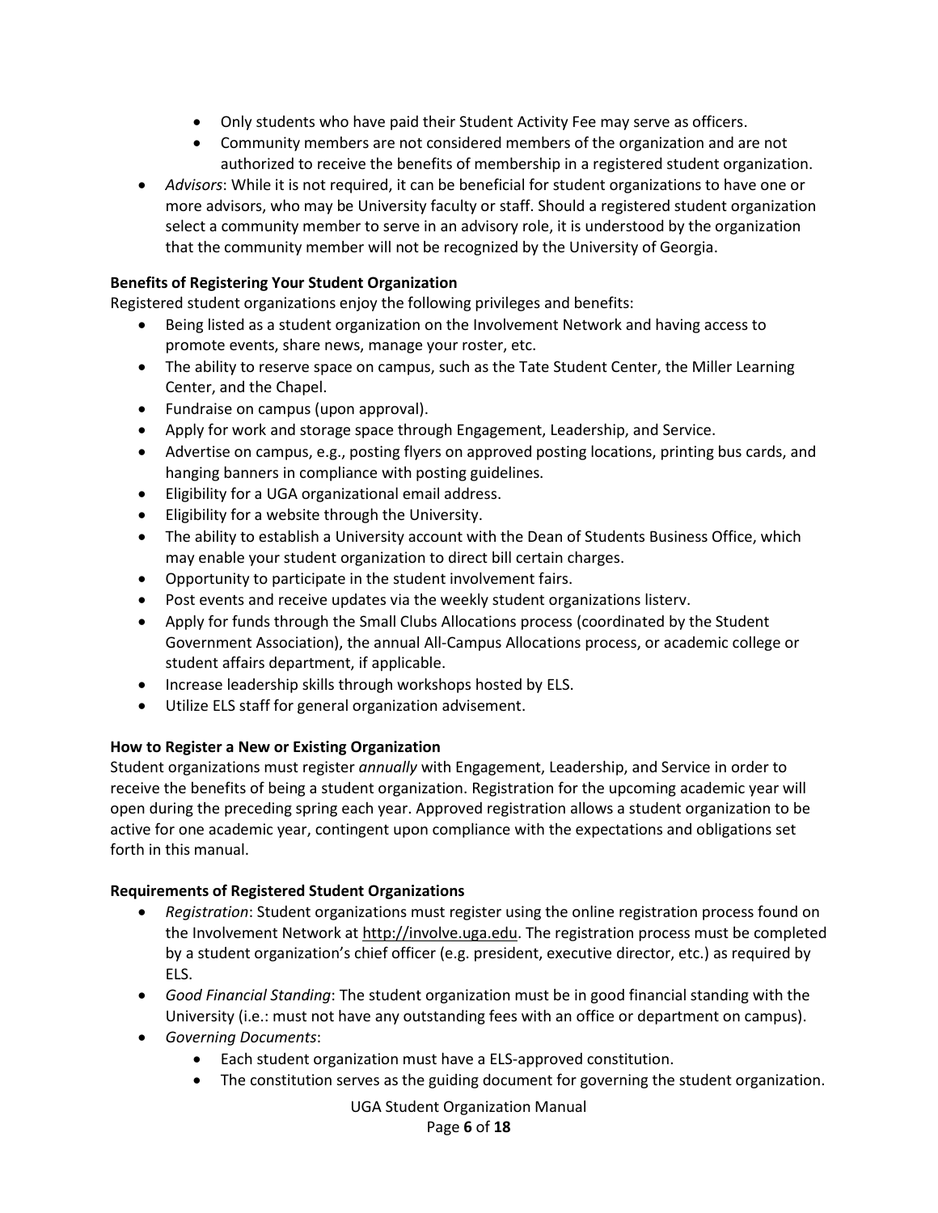- Only students who have paid their Student Activity Fee may serve as officers.
    - Community members are not considered members of the organization and are not authorized to receive the benefits of membership in a registered student organization.
- *Advisors*: While it is not required, it can be beneficial for student organizations to have one or more advisors, who may be University faculty or staff. Should a registered student organization select a community member to serve in an advisory role, it is understood by the organization that the community member will not be recognized by the University of Georgia.

**Benefits of Registering Your Student Organization**

Registered student organizations enjoy the following privileges and benefits:

- Being listed as a student organization on the Involvement Network and having access to promote events, share news, manage your roster, etc.
- The ability to reserve space on campus, such as the Tate Student Center, the Miller Learning Center, and the Chapel.
- Fundraise on campus (upon approval).
- Apply for work and storage space through Engagement, Leadership, and Service.
- Advertise on campus, e.g., posting flyers on approved posting locations, printing bus cards, and hanging banners in compliance with posting guidelines.
- Eligibility for a UGA organizational email address.
- Eligibility for a website through the University.
- The ability to establish a University account with the Dean of Students Business Office, which may enable your student organization to direct bill certain charges.
- Opportunity to participate in the student involvement fairs.
- Post events and receive updates via the weekly student organizations listerv.
- Apply for funds through the Small Clubs Allocations process (coordinated by the Student Government Association), the annual All-Campus Allocations process, or academic college or student affairs department, if applicable.
- Increase leadership skills through workshops hosted by ELS.
- Utilize ELS staff for general organization advisement.

**How to Register a New or Existing Organization**

Student organizations must register *annually* with Engagement, Leadership, and Service in order to receive the benefits of being a student organization. Registration for the upcoming academic year will open during the preceding spring each year. Approved registration allows a student organization to be active for one academic year, contingent upon compliance with the expectations and obligations set forth in this manual.

**Requirements of Registered Student Organizations**

- *Registration*: Student organizations must register using the online registration process found on the Involvement Network at http://involve.uga.edu. The registration process must be completed by a student organization's chief officer (e.g. president, executive director, etc.) as required by ELS.
- *Good Financial Standing*: The student organization must be in good financial standing with the University (i.e.: must not have any outstanding fees with an office or department on campus).
- *Governing Documents*:
    - Each student organization must have a ELS-approved constitution.
    - The constitution serves as the guiding document for governing the student organization.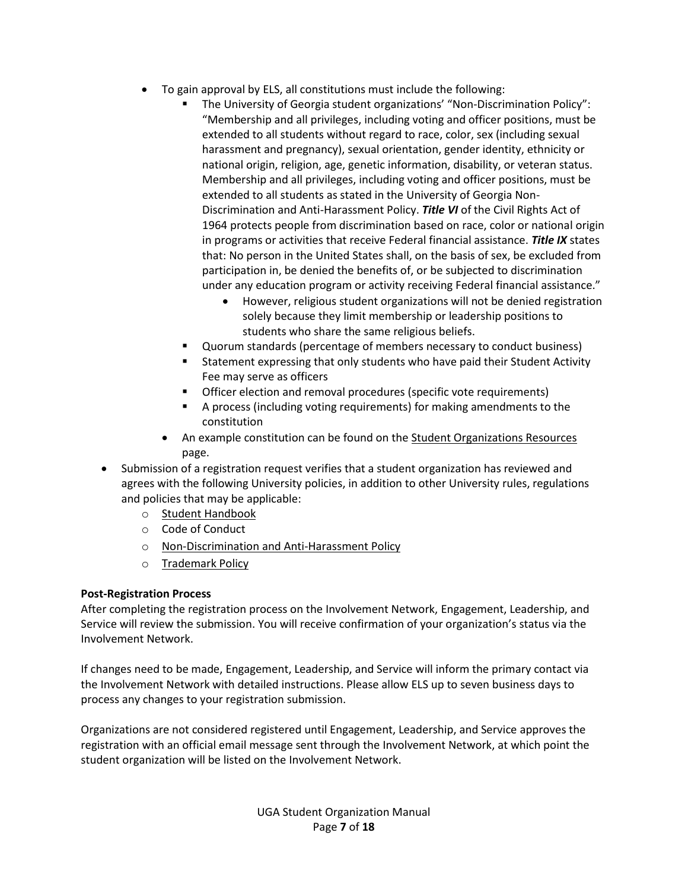- To gain approval by ELS, all constitutions must include the following:
    - The University of Georgia student organizations' "Non-Discrimination Policy": "Membership and all privileges, including voting and officer positions, must be extended to all students without regard to race, color, sex (including sexual harassment and pregnancy), sexual orientation, gender identity, ethnicity or national origin, religion, age, genetic information, disability, or veteran status. Membership and all privileges, including voting and officer positions, must be extended to all students as stated in the University of Georgia Non-Discrimination and Anti-Harassment Policy. ***Title VI*** of the Civil Rights Act of 1964 protects people from discrimination based on race, color or national origin in programs or activities that receive Federal financial assistance. ***Title IX*** states that: No person in the United States shall, on the basis of sex, be excluded from participation in, be denied the benefits of, or be subjected to discrimination under any education program or activity receiving Federal financial assistance."
        - However, religious student organizations will not be denied registration solely because they limit membership or leadership positions to students who share the same religious beliefs.
    - Quorum standards (percentage of members necessary to conduct business)
    - Statement expressing that only students who have paid their Student Activity Fee may serve as officers
    - Officer election and removal procedures (specific vote requirements)
    - A process (including voting requirements) for making amendments to the constitution
  - An example constitution can be found on the Student Organizations Resources page.
- Submission of a registration request verifies that a student organization has reviewed and agrees with the following University policies, in addition to other University rules, regulations and policies that may be applicable:
    - Student Handbook
    - Code of Conduct
    - Non-Discrimination and Anti-Harassment Policy
    - Trademark Policy

**Post-Registration Process**

After completing the registration process on the Involvement Network, Engagement, Leadership, and Service will review the submission. You will receive confirmation of your organization's status via the Involvement Network.

If changes need to be made, Engagement, Leadership, and Service will inform the primary contact via the Involvement Network with detailed instructions. Please allow ELS up to seven business days to process any changes to your registration submission.

Organizations are not considered registered until Engagement, Leadership, and Service approves the registration with an official email message sent through the Involvement Network, at which point the student organization will be listed on the Involvement Network.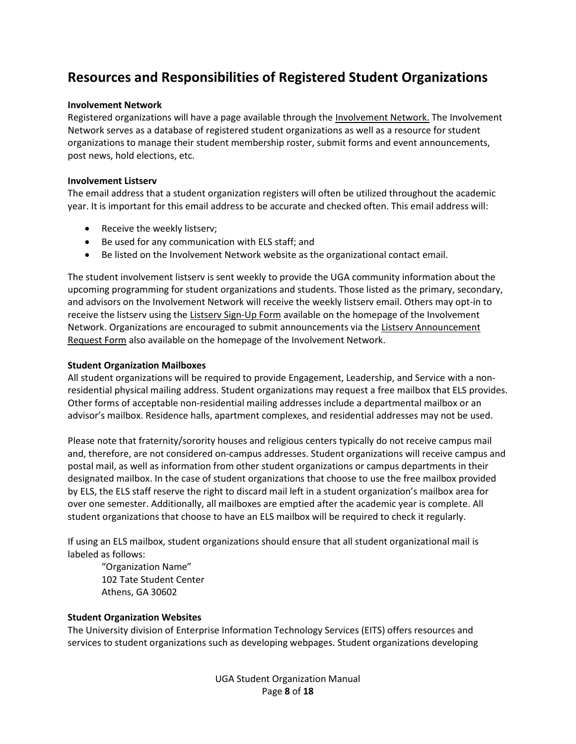## Resources and Responsibilities of Registered Student Organizations

**Involvement Network**

Registered organizations will have a page available through the Involvement Network. The Involvement Network serves as a database of registered student organizations as well as a resource for student organizations to manage their student membership roster, submit forms and event announcements, post news, hold elections, etc.

**Involvement Listserv**

The email address that a student organization registers will often be utilized throughout the academic year. It is important for this email address to be accurate and checked often. This email address will:

- Receive the weekly listserv;
- Be used for any communication with ELS staff; and
- Be listed on the Involvement Network website as the organizational contact email.

The student involvement listserv is sent weekly to provide the UGA community information about the upcoming programming for student organizations and students. Those listed as the primary, secondary, and advisors on the Involvement Network will receive the weekly listserv email. Others may opt-in to receive the listserv using the Listserv Sign-Up Form available on the homepage of the Involvement Network. Organizations are encouraged to submit announcements via the Listserv Announcement Request Form also available on the homepage of the Involvement Network.

**Student Organization Mailboxes**

All student organizations will be required to provide Engagement, Leadership, and Service with a non-residential physical mailing address. Student organizations may request a free mailbox that ELS provides. Other forms of acceptable non-residential mailing addresses include a departmental mailbox or an advisor's mailbox. Residence halls, apartment complexes, and residential addresses may not be used.

Please note that fraternity/sorority houses and religious centers typically do not receive campus mail and, therefore, are not considered on-campus addresses. Student organizations will receive campus and postal mail, as well as information from other student organizations or campus departments in their designated mailbox. In the case of student organizations that choose to use the free mailbox provided by ELS, the ELS staff reserve the right to discard mail left in a student organization's mailbox area for over one semester. Additionally, all mailboxes are emptied after the academic year is complete. All student organizations that choose to have an ELS mailbox will be required to check it regularly.

If using an ELS mailbox, student organizations should ensure that all student organizational mail is labeled as follows:

> "Organization Name"
> 102 Tate Student Center
> Athens, GA 30602

**Student Organization Websites**

The University division of Enterprise Information Technology Services (EITS) offers resources and services to student organizations such as developing webpages. Student organizations developing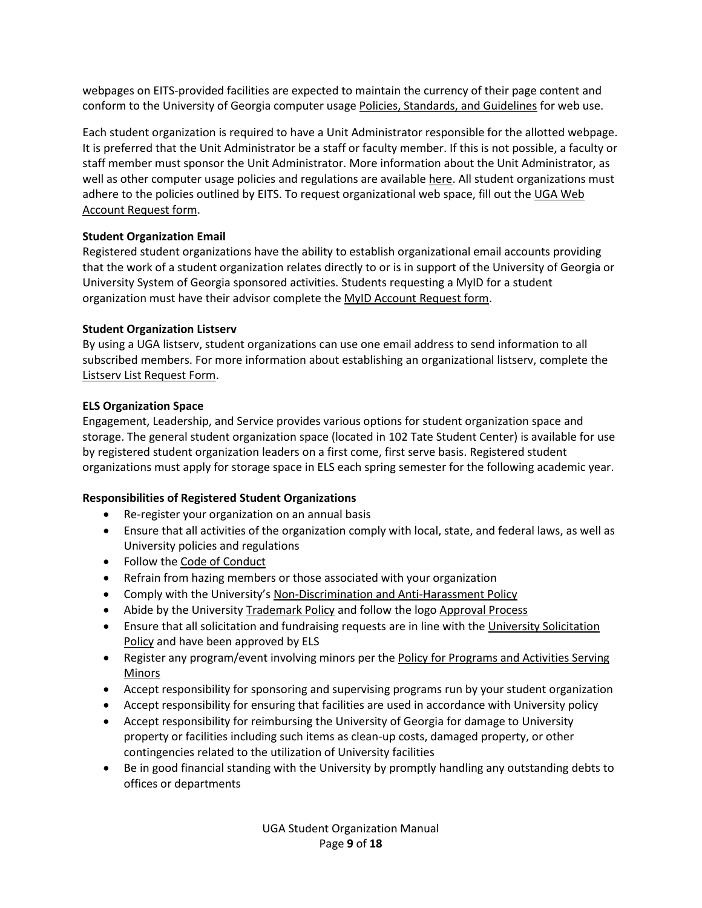webpages on EITS-provided facilities are expected to maintain the currency of their page content and conform to the University of Georgia computer usage Policies, Standards, and Guidelines for web use.

Each student organization is required to have a Unit Administrator responsible for the allotted webpage. It is preferred that the Unit Administrator be a staff or faculty member. If this is not possible, a faculty or staff member must sponsor the Unit Administrator. More information about the Unit Administrator, as well as other computer usage policies and regulations are available here. All student organizations must adhere to the policies outlined by EITS. To request organizational web space, fill out the UGA Web Account Request form.

**Student Organization Email**

Registered student organizations have the ability to establish organizational email accounts providing that the work of a student organization relates directly to or is in support of the University of Georgia or University System of Georgia sponsored activities. Students requesting a MyID for a student organization must have their advisor complete the MyID Account Request form.

**Student Organization Listserv**

By using a UGA listserv, student organizations can use one email address to send information to all subscribed members. For more information about establishing an organizational listserv, complete the Listserv List Request Form.

**ELS Organization Space**

Engagement, Leadership, and Service provides various options for student organization space and storage. The general student organization space (located in 102 Tate Student Center) is available for use by registered student organization leaders on a first come, first serve basis. Registered student organizations must apply for storage space in ELS each spring semester for the following academic year.

**Responsibilities of Registered Student Organizations**

- Re-register your organization on an annual basis
- Ensure that all activities of the organization comply with local, state, and federal laws, as well as University policies and regulations
- Follow the Code of Conduct
- Refrain from hazing members or those associated with your organization
- Comply with the University's Non-Discrimination and Anti-Harassment Policy
- Abide by the University Trademark Policy and follow the logo Approval Process
- Ensure that all solicitation and fundraising requests are in line with the University Solicitation Policy and have been approved by ELS
- Register any program/event involving minors per the Policy for Programs and Activities Serving Minors
- Accept responsibility for sponsoring and supervising programs run by your student organization
- Accept responsibility for ensuring that facilities are used in accordance with University policy
- Accept responsibility for reimbursing the University of Georgia for damage to University property or facilities including such items as clean-up costs, damaged property, or other contingencies related to the utilization of University facilities
- Be in good financial standing with the University by promptly handling any outstanding debts to offices or departments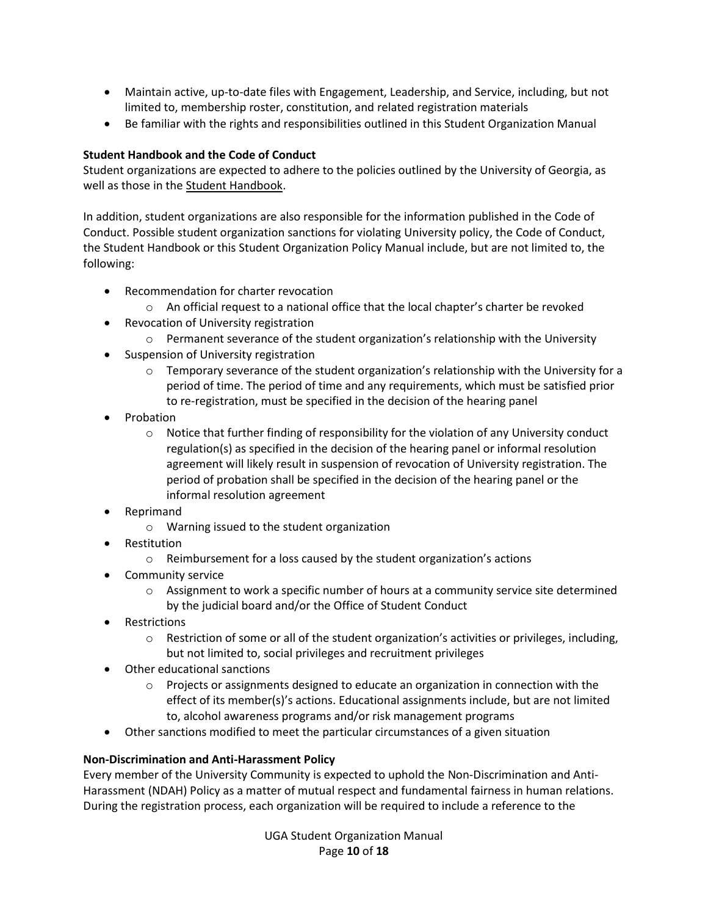- Maintain active, up-to-date files with Engagement, Leadership, and Service, including, but not limited to, membership roster, constitution, and related registration materials
- Be familiar with the rights and responsibilities outlined in this Student Organization Manual

**Student Handbook and the Code of Conduct**

Student organizations are expected to adhere to the policies outlined by the University of Georgia, as well as those in the Student Handbook.

In addition, student organizations are also responsible for the information published in the Code of Conduct. Possible student organization sanctions for violating University policy, the Code of Conduct, the Student Handbook or this Student Organization Policy Manual include, but are not limited to, the following:

- Recommendation for charter revocation
  - An official request to a national office that the local chapter's charter be revoked
- Revocation of University registration
  - Permanent severance of the student organization's relationship with the University
- Suspension of University registration
  - Temporary severance of the student organization's relationship with the University for a period of time. The period of time and any requirements, which must be satisfied prior to re-registration, must be specified in the decision of the hearing panel
- Probation
  - Notice that further finding of responsibility for the violation of any University conduct regulation(s) as specified in the decision of the hearing panel or informal resolution agreement will likely result in suspension of revocation of University registration. The period of probation shall be specified in the decision of the hearing panel or the informal resolution agreement
- Reprimand
  - Warning issued to the student organization
- Restitution
  - Reimbursement for a loss caused by the student organization's actions
- Community service
  - Assignment to work a specific number of hours at a community service site determined by the judicial board and/or the Office of Student Conduct
- Restrictions
  - Restriction of some or all of the student organization's activities or privileges, including, but not limited to, social privileges and recruitment privileges
- Other educational sanctions
  - Projects or assignments designed to educate an organization in connection with the effect of its member(s)'s actions. Educational assignments include, but are not limited to, alcohol awareness programs and/or risk management programs
- Other sanctions modified to meet the particular circumstances of a given situation

**Non-Discrimination and Anti-Harassment Policy**

Every member of the University Community is expected to uphold the Non-Discrimination and Anti-Harassment (NDAH) Policy as a matter of mutual respect and fundamental fairness in human relations. During the registration process, each organization will be required to include a reference to the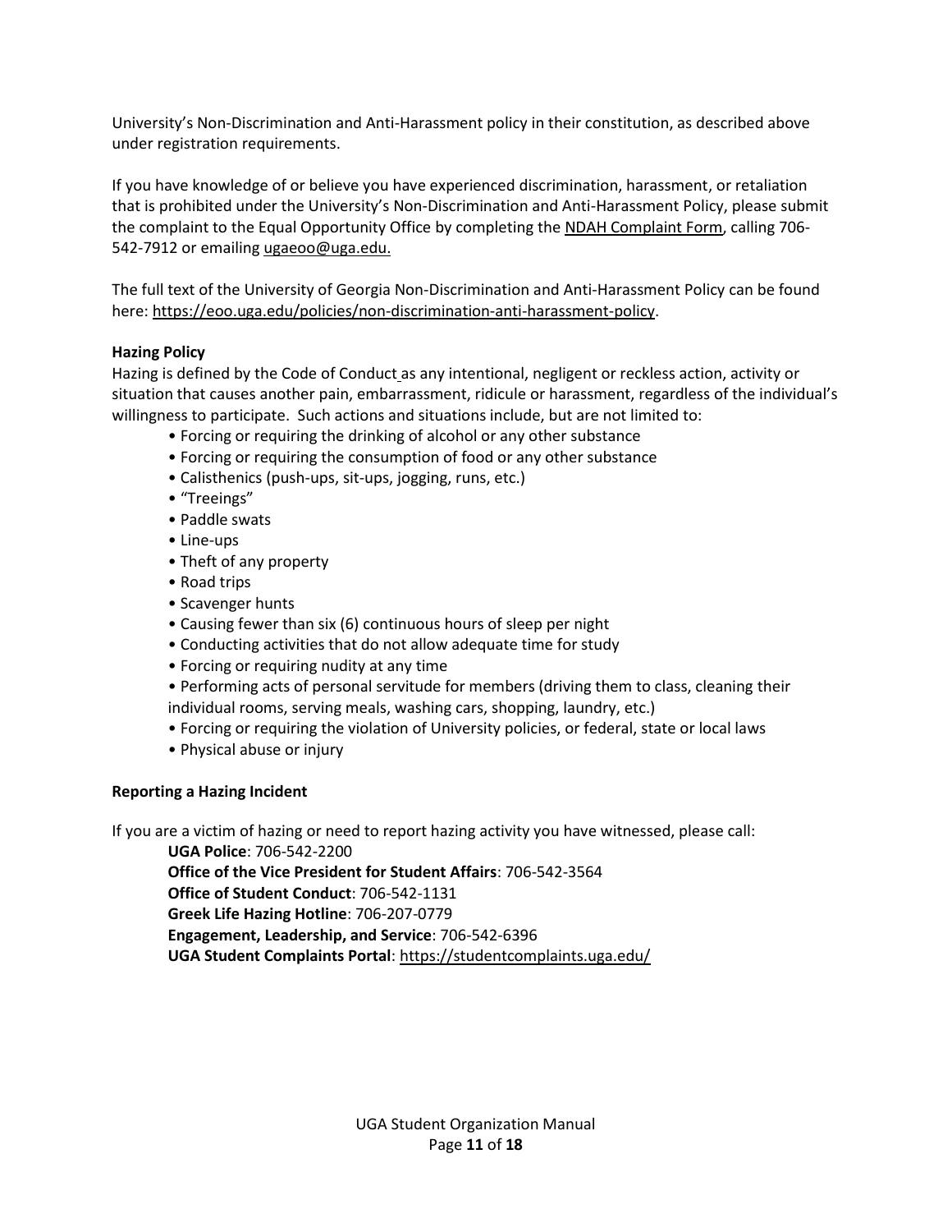University's Non-Discrimination and Anti-Harassment policy in their constitution, as described above under registration requirements.

If you have knowledge of or believe you have experienced discrimination, harassment, or retaliation that is prohibited under the University's Non-Discrimination and Anti-Harassment Policy, please submit the complaint to the Equal Opportunity Office by completing the NDAH Complaint Form, calling 706-542-7912 or emailing ugaeoo@uga.edu.

The full text of the University of Georgia Non-Discrimination and Anti-Harassment Policy can be found here: https://eoo.uga.edu/policies/non-discrimination-anti-harassment-policy.

**Hazing Policy**

Hazing is defined by the Code of Conduct as any intentional, negligent or reckless action, activity or situation that causes another pain, embarrassment, ridicule or harassment, regardless of the individual's willingness to participate. Such actions and situations include, but are not limited to:

- Forcing or requiring the drinking of alcohol or any other substance
- Forcing or requiring the consumption of food or any other substance
- Calisthenics (push-ups, sit-ups, jogging, runs, etc.)
- "Treeings"
- Paddle swats
- Line-ups
- Theft of any property
- Road trips
- Scavenger hunts
- Causing fewer than six (6) continuous hours of sleep per night
- Conducting activities that do not allow adequate time for study
- Forcing or requiring nudity at any time
- Performing acts of personal servitude for members (driving them to class, cleaning their individual rooms, serving meals, washing cars, shopping, laundry, etc.)
- Forcing or requiring the violation of University policies, or federal, state or local laws
- Physical abuse or injury

**Reporting a Hazing Incident**

If you are a victim of hazing or need to report hazing activity you have witnessed, please call:

**UGA Police**: 706-542-2200
**Office of the Vice President for Student Affairs**: 706-542-3564
**Office of Student Conduct**: 706-542-1131
**Greek Life Hazing Hotline**: 706-207-0779
**Engagement, Leadership, and Service**: 706-542-6396
**UGA Student Complaints Portal**: https://studentcomplaints.uga.edu/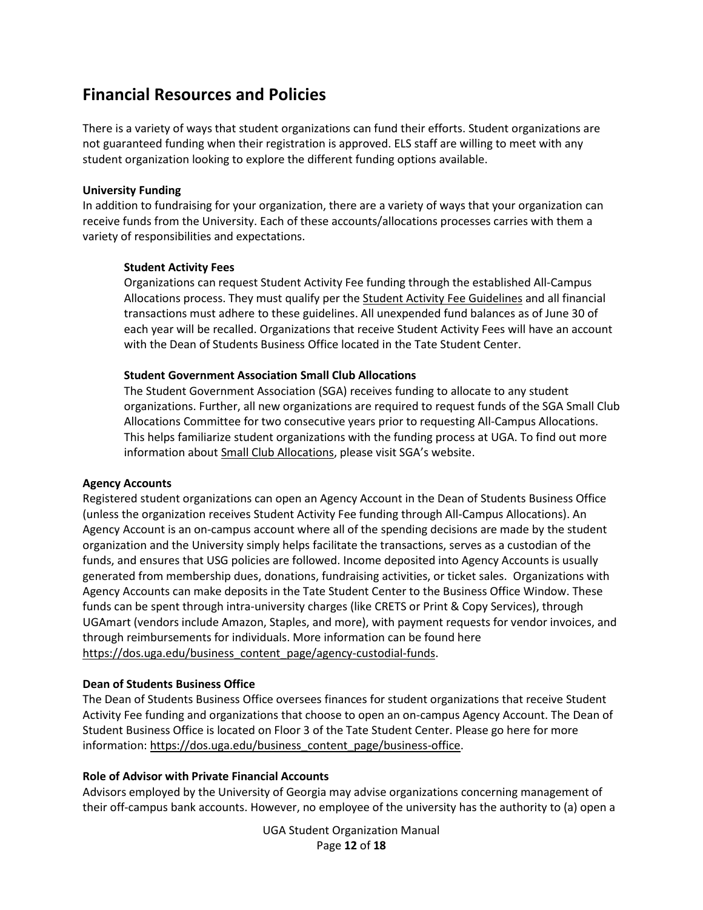## Financial Resources and Policies

There is a variety of ways that student organizations can fund their efforts. Student organizations are not guaranteed funding when their registration is approved. ELS staff are willing to meet with any student organization looking to explore the different funding options available.

**University Funding**

In addition to fundraising for your organization, there are a variety of ways that your organization can receive funds from the University. Each of these accounts/allocations processes carries with them a variety of responsibilities and expectations.

> **Student Activity Fees**
>
> Organizations can request Student Activity Fee funding through the established All-Campus Allocations process. They must qualify per the Student Activity Fee Guidelines and all financial transactions must adhere to these guidelines. All unexpended fund balances as of June 30 of each year will be recalled. Organizations that receive Student Activity Fees will have an account with the Dean of Students Business Office located in the Tate Student Center.
>
> **Student Government Association Small Club Allocations**
>
> The Student Government Association (SGA) receives funding to allocate to any student organizations. Further, all new organizations are required to request funds of the SGA Small Club Allocations Committee for two consecutive years prior to requesting All-Campus Allocations. This helps familiarize student organizations with the funding process at UGA. To find out more information about Small Club Allocations, please visit SGA's website.

**Agency Accounts**

Registered student organizations can open an Agency Account in the Dean of Students Business Office (unless the organization receives Student Activity Fee funding through All-Campus Allocations). An Agency Account is an on-campus account where all of the spending decisions are made by the student organization and the University simply helps facilitate the transactions, serves as a custodian of the funds, and ensures that USG policies are followed. Income deposited into Agency Accounts is usually generated from membership dues, donations, fundraising activities, or ticket sales. Organizations with Agency Accounts can make deposits in the Tate Student Center to the Business Office Window. These funds can be spent through intra-university charges (like CRETS or Print & Copy Services), through UGAmart (vendors include Amazon, Staples, and more), with payment requests for vendor invoices, and through reimbursements for individuals. More information can be found here https://dos.uga.edu/business_content_page/agency-custodial-funds.

**Dean of Students Business Office**

The Dean of Students Business Office oversees finances for student organizations that receive Student Activity Fee funding and organizations that choose to open an on-campus Agency Account. The Dean of Student Business Office is located on Floor 3 of the Tate Student Center. Please go here for more information: https://dos.uga.edu/business_content_page/business-office.

**Role of Advisor with Private Financial Accounts**

Advisors employed by the University of Georgia may advise organizations concerning management of their off-campus bank accounts. However, no employee of the university has the authority to (a) open a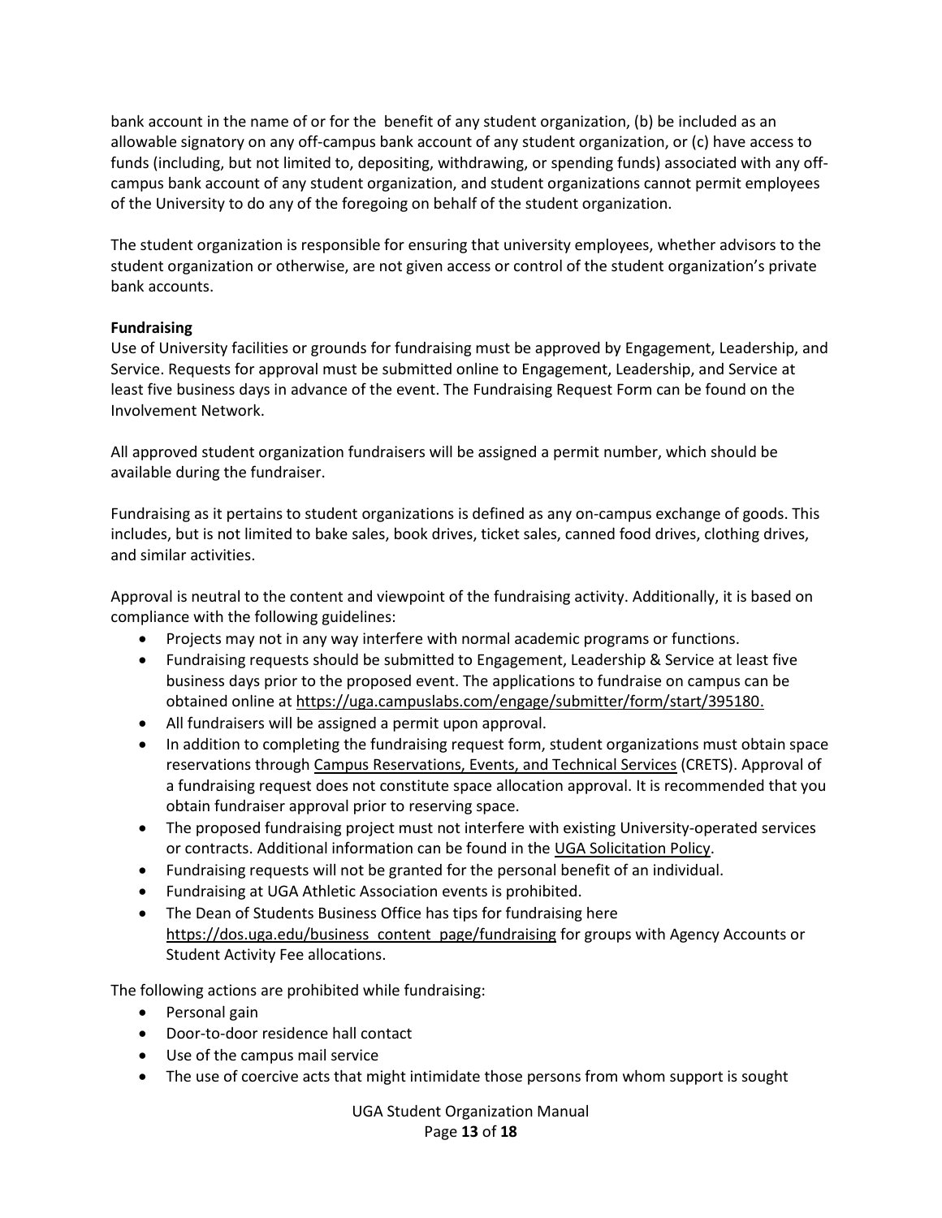bank account in the name of or for the benefit of any student organization, (b) be included as an allowable signatory on any off-campus bank account of any student organization, or (c) have access to funds (including, but not limited to, depositing, withdrawing, or spending funds) associated with any off-campus bank account of any student organization, and student organizations cannot permit employees of the University to do any of the foregoing on behalf of the student organization.

The student organization is responsible for ensuring that university employees, whether advisors to the student organization or otherwise, are not given access or control of the student organization's private bank accounts.

**Fundraising**

Use of University facilities or grounds for fundraising must be approved by Engagement, Leadership, and Service. Requests for approval must be submitted online to Engagement, Leadership, and Service at least five business days in advance of the event. The Fundraising Request Form can be found on the Involvement Network.

All approved student organization fundraisers will be assigned a permit number, which should be available during the fundraiser.

Fundraising as it pertains to student organizations is defined as any on-campus exchange of goods. This includes, but is not limited to bake sales, book drives, ticket sales, canned food drives, clothing drives, and similar activities.

Approval is neutral to the content and viewpoint of the fundraising activity. Additionally, it is based on compliance with the following guidelines:

- Projects may not in any way interfere with normal academic programs or functions.
- Fundraising requests should be submitted to Engagement, Leadership & Service at least five business days prior to the proposed event. The applications to fundraise on campus can be obtained online at https://uga.campuslabs.com/engage/submitter/form/start/395180.
- All fundraisers will be assigned a permit upon approval.
- In addition to completing the fundraising request form, student organizations must obtain space reservations through Campus Reservations, Events, and Technical Services (CRETS). Approval of a fundraising request does not constitute space allocation approval. It is recommended that you obtain fundraiser approval prior to reserving space.
- The proposed fundraising project must not interfere with existing University-operated services or contracts. Additional information can be found in the UGA Solicitation Policy.
- Fundraising requests will not be granted for the personal benefit of an individual.
- Fundraising at UGA Athletic Association events is prohibited.
- The Dean of Students Business Office has tips for fundraising here https://dos.uga.edu/business_content_page/fundraising for groups with Agency Accounts or Student Activity Fee allocations.

The following actions are prohibited while fundraising:

- Personal gain
- Door-to-door residence hall contact
- Use of the campus mail service
- The use of coercive acts that might intimidate those persons from whom support is sought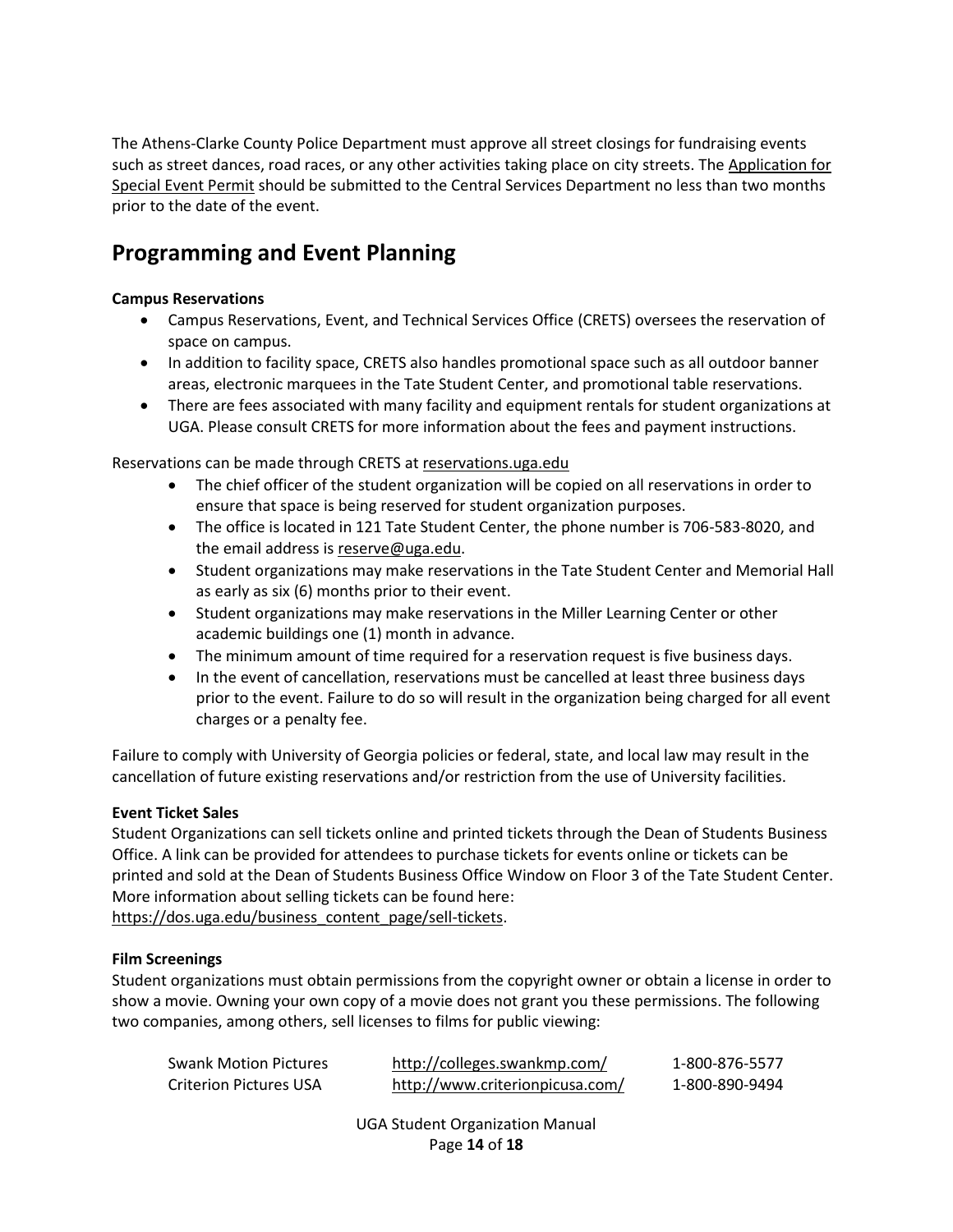The Athens-Clarke County Police Department must approve all street closings for fundraising events such as street dances, road races, or any other activities taking place on city streets. The Application for Special Event Permit should be submitted to the Central Services Department no less than two months prior to the date of the event.

## Programming and Event Planning

**Campus Reservations**

- Campus Reservations, Event, and Technical Services Office (CRETS) oversees the reservation of space on campus.
- In addition to facility space, CRETS also handles promotional space such as all outdoor banner areas, electronic marquees in the Tate Student Center, and promotional table reservations.
- There are fees associated with many facility and equipment rentals for student organizations at UGA. Please consult CRETS for more information about the fees and payment instructions.

Reservations can be made through CRETS at reservations.uga.edu

- The chief officer of the student organization will be copied on all reservations in order to ensure that space is being reserved for student organization purposes.
- The office is located in 121 Tate Student Center, the phone number is 706-583-8020, and the email address is reserve@uga.edu.
- Student organizations may make reservations in the Tate Student Center and Memorial Hall as early as six (6) months prior to their event.
- Student organizations may make reservations in the Miller Learning Center or other academic buildings one (1) month in advance.
- The minimum amount of time required for a reservation request is five business days.
- In the event of cancellation, reservations must be cancelled at least three business days prior to the event. Failure to do so will result in the organization being charged for all event charges or a penalty fee.

Failure to comply with University of Georgia policies or federal, state, and local law may result in the cancellation of future existing reservations and/or restriction from the use of University facilities.

**Event Ticket Sales**

Student Organizations can sell tickets online and printed tickets through the Dean of Students Business Office. A link can be provided for attendees to purchase tickets for events online or tickets can be printed and sold at the Dean of Students Business Office Window on Floor 3 of the Tate Student Center. More information about selling tickets can be found here: https://dos.uga.edu/business_content_page/sell-tickets.

**Film Screenings**

Student organizations must obtain permissions from the copyright owner or obtain a license in order to show a movie. Owning your own copy of a movie does not grant you these permissions. The following two companies, among others, sell licenses to films for public viewing:

| | | |
|---|---|---|
| Swank Motion Pictures | http://colleges.swankmp.com/ | 1-800-876-5577 |
| Criterion Pictures USA | http://www.criterionpicusa.com/ | 1-800-890-9494 |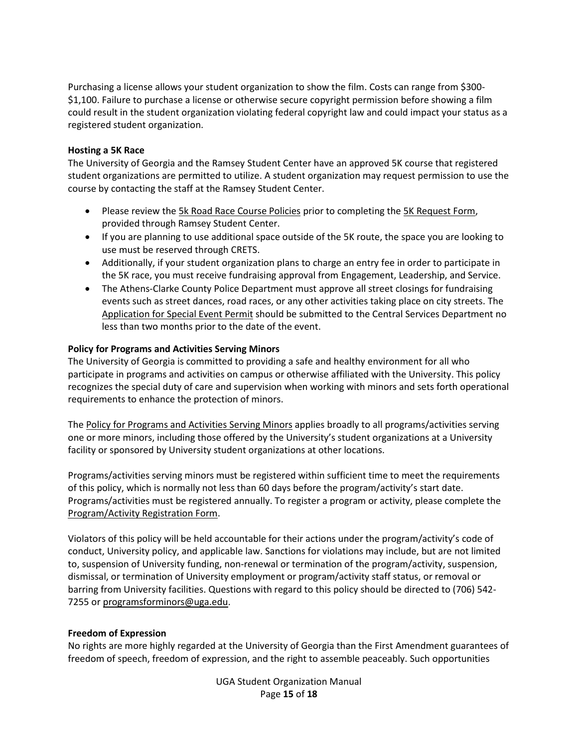Purchasing a license allows your student organization to show the film. Costs can range from $300-$1,100. Failure to purchase a license or otherwise secure copyright permission before showing a film could result in the student organization violating federal copyright law and could impact your status as a registered student organization.

**Hosting a 5K Race**

The University of Georgia and the Ramsey Student Center have an approved 5K course that registered student organizations are permitted to utilize. A student organization may request permission to use the course by contacting the staff at the Ramsey Student Center.

- Please review the 5k Road Race Course Policies prior to completing the 5K Request Form, provided through Ramsey Student Center.
- If you are planning to use additional space outside of the 5K route, the space you are looking to use must be reserved through CRETS.
- Additionally, if your student organization plans to charge an entry fee in order to participate in the 5K race, you must receive fundraising approval from Engagement, Leadership, and Service.
- The Athens-Clarke County Police Department must approve all street closings for fundraising events such as street dances, road races, or any other activities taking place on city streets. The Application for Special Event Permit should be submitted to the Central Services Department no less than two months prior to the date of the event.

**Policy for Programs and Activities Serving Minors**

The University of Georgia is committed to providing a safe and healthy environment for all who participate in programs and activities on campus or otherwise affiliated with the University. This policy recognizes the special duty of care and supervision when working with minors and sets forth operational requirements to enhance the protection of minors.

The Policy for Programs and Activities Serving Minors applies broadly to all programs/activities serving one or more minors, including those offered by the University's student organizations at a University facility or sponsored by University student organizations at other locations.

Programs/activities serving minors must be registered within sufficient time to meet the requirements of this policy, which is normally not less than 60 days before the program/activity's start date. Programs/activities must be registered annually. To register a program or activity, please complete the Program/Activity Registration Form.

Violators of this policy will be held accountable for their actions under the program/activity's code of conduct, University policy, and applicable law. Sanctions for violations may include, but are not limited to, suspension of University funding, non-renewal or termination of the program/activity, suspension, dismissal, or termination of University employment or program/activity staff status, or removal or barring from University facilities. Questions with regard to this policy should be directed to (706) 542-7255 or programsforminors@uga.edu.

**Freedom of Expression**

No rights are more highly regarded at the University of Georgia than the First Amendment guarantees of freedom of speech, freedom of expression, and the right to assemble peaceably. Such opportunities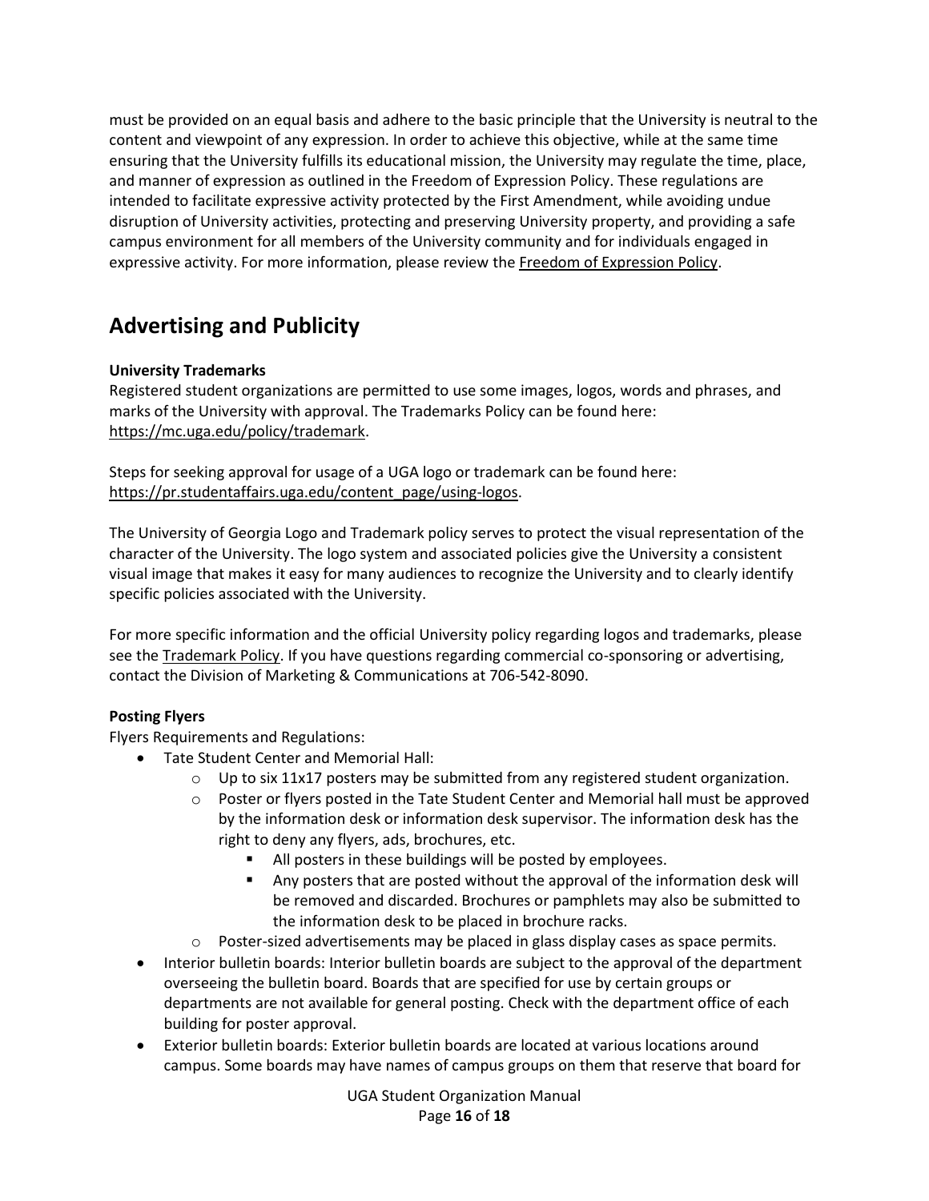must be provided on an equal basis and adhere to the basic principle that the University is neutral to the content and viewpoint of any expression. In order to achieve this objective, while at the same time ensuring that the University fulfills its educational mission, the University may regulate the time, place, and manner of expression as outlined in the Freedom of Expression Policy. These regulations are intended to facilitate expressive activity protected by the First Amendment, while avoiding undue disruption of University activities, protecting and preserving University property, and providing a safe campus environment for all members of the University community and for individuals engaged in expressive activity. For more information, please review the Freedom of Expression Policy.

## Advertising and Publicity

**University Trademarks**
Registered student organizations are permitted to use some images, logos, words and phrases, and marks of the University with approval. The Trademarks Policy can be found here: https://mc.uga.edu/policy/trademark.

Steps for seeking approval for usage of a UGA logo or trademark can be found here: https://pr.studentaffairs.uga.edu/content_page/using-logos.

The University of Georgia Logo and Trademark policy serves to protect the visual representation of the character of the University. The logo system and associated policies give the University a consistent visual image that makes it easy for many audiences to recognize the University and to clearly identify specific policies associated with the University.

For more specific information and the official University policy regarding logos and trademarks, please see the Trademark Policy. If you have questions regarding commercial co-sponsoring or advertising, contact the Division of Marketing & Communications at 706-542-8090.

**Posting Flyers**
Flyers Requirements and Regulations:

- Tate Student Center and Memorial Hall:
  - Up to six 11x17 posters may be submitted from any registered student organization.
  - Poster or flyers posted in the Tate Student Center and Memorial hall must be approved by the information desk or information desk supervisor. The information desk has the right to deny any flyers, ads, brochures, etc.
    - All posters in these buildings will be posted by employees.
    - Any posters that are posted without the approval of the information desk will be removed and discarded. Brochures or pamphlets may also be submitted to the information desk to be placed in brochure racks.
  - Poster-sized advertisements may be placed in glass display cases as space permits.
- Interior bulletin boards: Interior bulletin boards are subject to the approval of the department overseeing the bulletin board. Boards that are specified for use by certain groups or departments are not available for general posting. Check with the department office of each building for poster approval.
- Exterior bulletin boards: Exterior bulletin boards are located at various locations around campus. Some boards may have names of campus groups on them that reserve that board for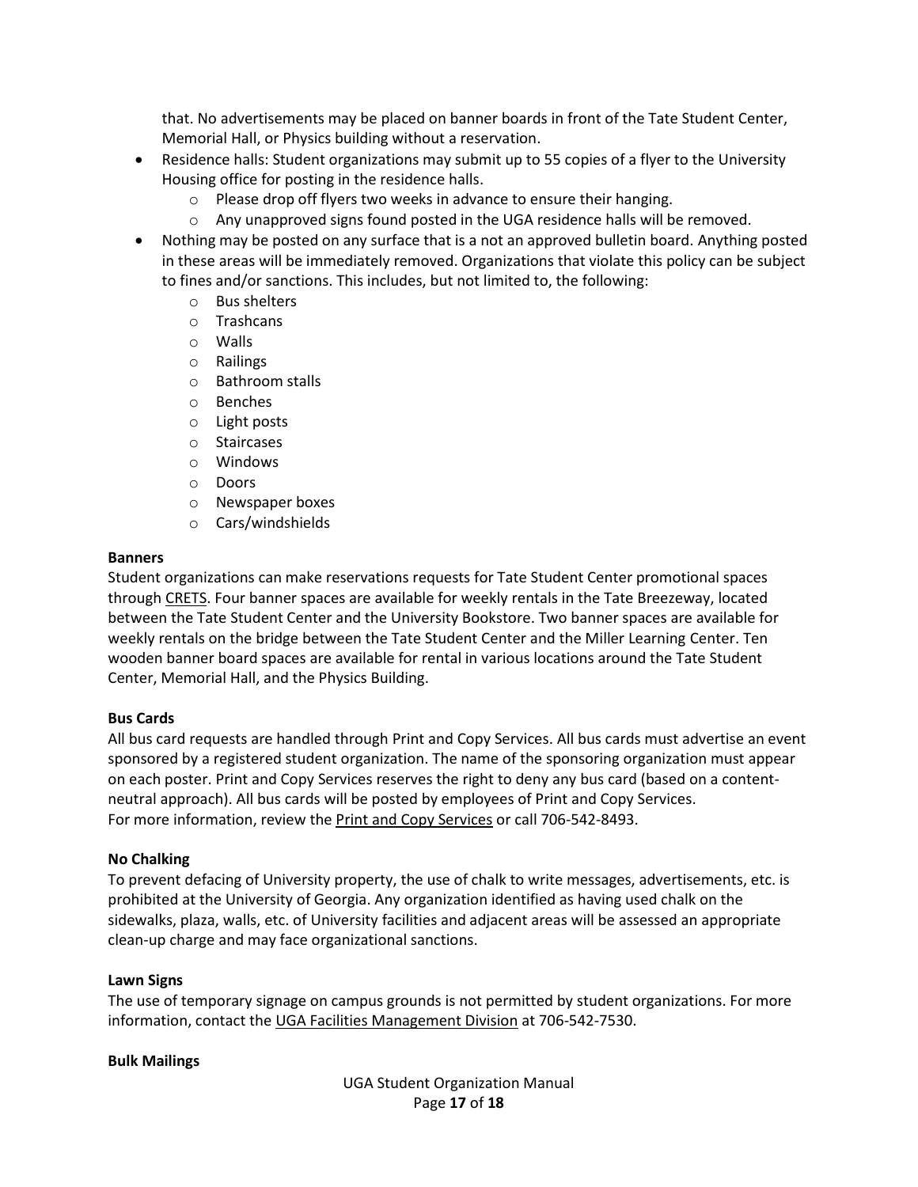that. No advertisements may be placed on banner boards in front of the Tate Student Center, Memorial Hall, or Physics building without a reservation.

- Residence halls: Student organizations may submit up to 55 copies of a flyer to the University Housing office for posting in the residence halls.
  - Please drop off flyers two weeks in advance to ensure their hanging.
  - Any unapproved signs found posted in the UGA residence halls will be removed.
- Nothing may be posted on any surface that is a not an approved bulletin board. Anything posted in these areas will be immediately removed. Organizations that violate this policy can be subject to fines and/or sanctions. This includes, but not limited to, the following:
  - Bus shelters
  - Trashcans
  - Walls
  - Railings
  - Bathroom stalls
  - Benches
  - Light posts
  - Staircases
  - Windows
  - Doors
  - Newspaper boxes
  - Cars/windshields

**Banners**

Student organizations can make reservations requests for Tate Student Center promotional spaces through CRETS. Four banner spaces are available for weekly rentals in the Tate Breezeway, located between the Tate Student Center and the University Bookstore. Two banner spaces are available for weekly rentals on the bridge between the Tate Student Center and the Miller Learning Center. Ten wooden banner board spaces are available for rental in various locations around the Tate Student Center, Memorial Hall, and the Physics Building.

**Bus Cards**

All bus card requests are handled through Print and Copy Services. All bus cards must advertise an event sponsored by a registered student organization. The name of the sponsoring organization must appear on each poster. Print and Copy Services reserves the right to deny any bus card (based on a content-neutral approach). All bus cards will be posted by employees of Print and Copy Services.
For more information, review the Print and Copy Services or call 706-542-8493.

**No Chalking**

To prevent defacing of University property, the use of chalk to write messages, advertisements, etc. is prohibited at the University of Georgia. Any organization identified as having used chalk on the sidewalks, plaza, walls, etc. of University facilities and adjacent areas will be assessed an appropriate clean-up charge and may face organizational sanctions.

**Lawn Signs**

The use of temporary signage on campus grounds is not permitted by student organizations. For more information, contact the UGA Facilities Management Division at 706-542-7530.

**Bulk Mailings**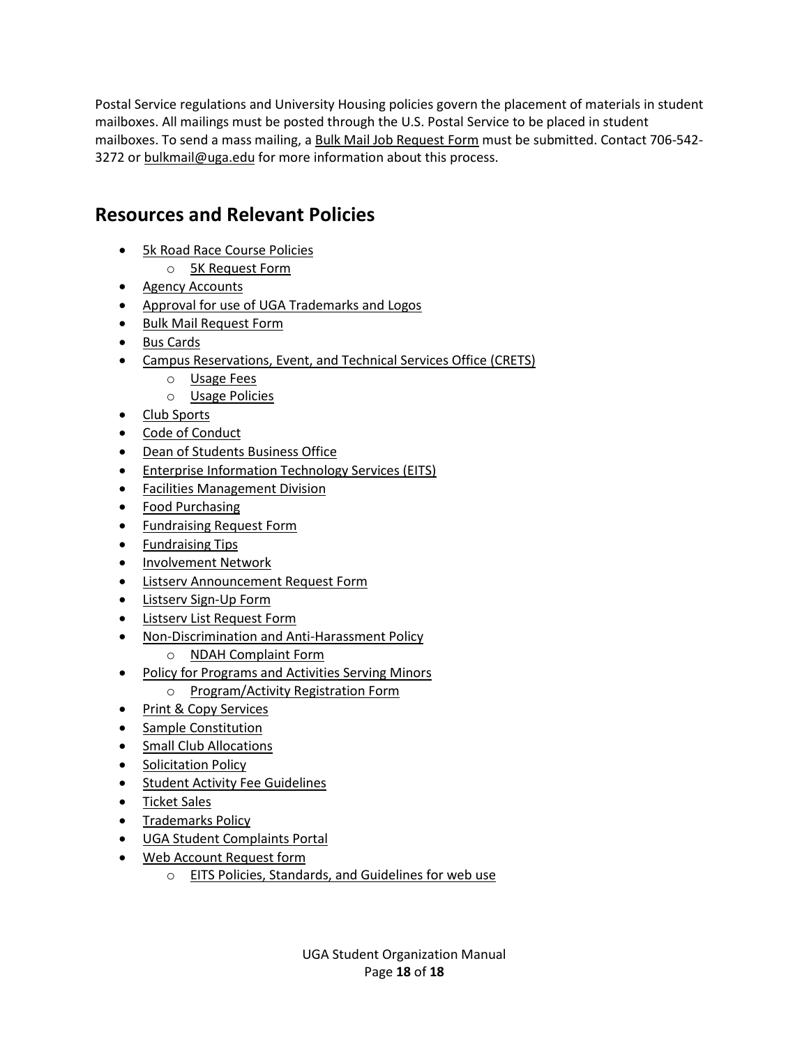Postal Service regulations and University Housing policies govern the placement of materials in student mailboxes. All mailings must be posted through the U.S. Postal Service to be placed in student mailboxes. To send a mass mailing, a Bulk Mail Job Request Form must be submitted. Contact 706-542-3272 or bulkmail@uga.edu for more information about this process.

## Resources and Relevant Policies

- 5k Road Race Course Policies
  - 5K Request Form
- Agency Accounts
- Approval for use of UGA Trademarks and Logos
- Bulk Mail Request Form
- Bus Cards
- Campus Reservations, Event, and Technical Services Office (CRETS)
  - Usage Fees
  - Usage Policies
- Club Sports
- Code of Conduct
- Dean of Students Business Office
- Enterprise Information Technology Services (EITS)
- Facilities Management Division
- Food Purchasing
- Fundraising Request Form
- Fundraising Tips
- Involvement Network
- Listserv Announcement Request Form
- Listserv Sign-Up Form
- Listserv List Request Form
- Non-Discrimination and Anti-Harassment Policy
  - NDAH Complaint Form
- Policy for Programs and Activities Serving Minors
  - Program/Activity Registration Form
- Print & Copy Services
- Sample Constitution
- Small Club Allocations
- Solicitation Policy
- Student Activity Fee Guidelines
- Ticket Sales
- Trademarks Policy
- UGA Student Complaints Portal
- Web Account Request form
  - EITS Policies, Standards, and Guidelines for web use